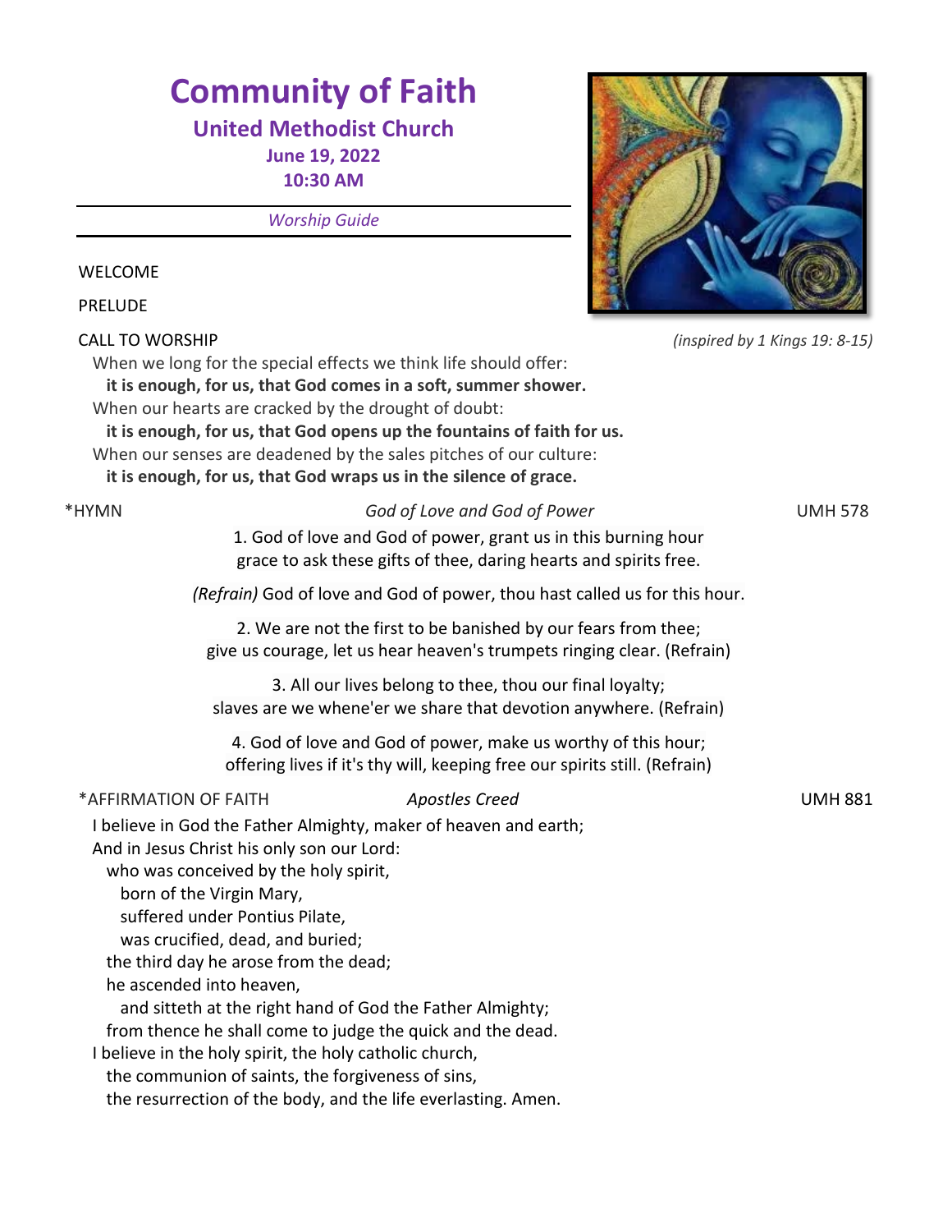# Community of Faith

## United Methodist Church

**June 19, 2022**
**10:30 AM**

---

*Worship Guide*

---

WELCOME

PRELUDE

CALL TO WORSHIP *(inspired by 1 Kings 19: 8-15)*

When we long for the special effects we think life should offer:
**it is enough, for us, that God comes in a soft, summer shower.**
When our hearts are cracked by the drought of doubt:
**it is enough, for us, that God opens up the fountains of faith for us.**
When our senses are deadened by the sales pitches of our culture:
**it is enough, for us, that God wraps us in the silence of grace.**

*HYMN *God of Love and God of Power* UMH 578

1. God of love and God of power, grant us in this burning hour
grace to ask these gifts of thee, daring hearts and spirits free.

*(Refrain)* God of love and God of power, thou hast called us for this hour.

2. We are not the first to be banished by our fears from thee;
give us courage, let us hear heaven's trumpets ringing clear. (Refrain)

3. All our lives belong to thee, thou our final loyalty;
slaves are we whene'er we share that devotion anywhere. (Refrain)

4. God of love and God of power, make us worthy of this hour;
offering lives if it's thy will, keeping free our spirits still. (Refrain)

*AFFIRMATION OF FAITH *Apostles Creed* UMH 881

I believe in God the Father Almighty, maker of heaven and earth;
And in Jesus Christ his only son our Lord:
who was conceived by the holy spirit,
born of the Virgin Mary,
suffered under Pontius Pilate,
was crucified, dead, and buried;
the third day he arose from the dead;
he ascended into heaven,
and sitteth at the right hand of God the Father Almighty;
from thence he shall come to judge the quick and the dead.
I believe in the holy spirit, the holy catholic church,
the communion of saints, the forgiveness of sins,
the resurrection of the body, and the life everlasting. Amen.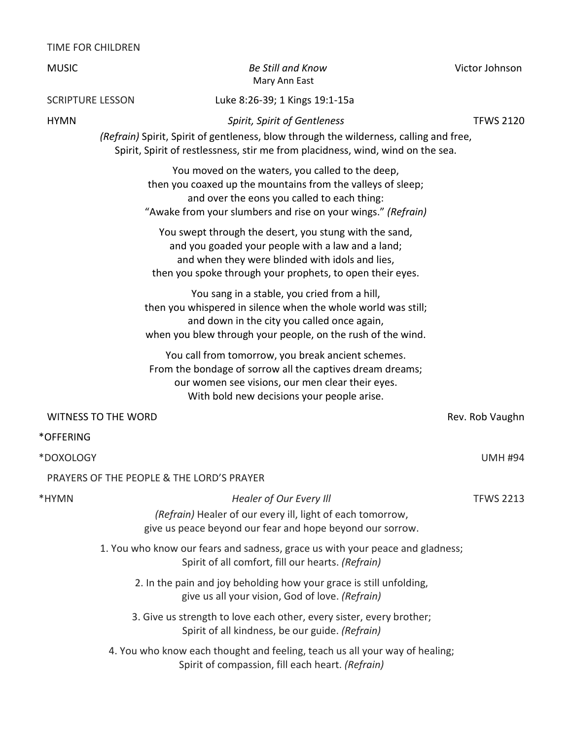TIME FOR CHILDREN

MUSIC — *Be Still and Know* — Victor Johnson
Mary Ann East

SCRIPTURE LESSON — Luke 8:26-39; 1 Kings 19:1-15a

HYMN — *Spirit, Spirit of Gentleness* — TFWS 2120

*(Refrain)* Spirit, Spirit of gentleness, blow through the wilderness, calling and free,
Spirit, Spirit of restlessness, stir me from placidness, wind, wind on the sea.

You moved on the waters, you called to the deep,
then you coaxed up the mountains from the valleys of sleep;
and over the eons you called to each thing:
"Awake from your slumbers and rise on your wings." *(Refrain)*

You swept through the desert, you stung with the sand,
and you goaded your people with a law and a land;
and when they were blinded with idols and lies,
then you spoke through your prophets, to open their eyes.

You sang in a stable, you cried from a hill,
then you whispered in silence when the whole world was still;
and down in the city you called once again,
when you blew through your people, on the rush of the wind.

You call from tomorrow, you break ancient schemes.
From the bondage of sorrow all the captives dream dreams;
our women see visions, our men clear their eyes.
With bold new decisions your people arise.

WITNESS TO THE WORD — Rev. Rob Vaughn

*OFFERING

*DOXOLOGY — UMH #94

PRAYERS OF THE PEOPLE & THE LORD'S PRAYER

*HYMN — *Healer of Our Every Ill* — TFWS 2213

*(Refrain)* Healer of our every ill, light of each tomorrow,
give us peace beyond our fear and hope beyond our sorrow.

1. You who know our fears and sadness, grace us with your peace and gladness;
Spirit of all comfort, fill our hearts. *(Refrain)*

2. In the pain and joy beholding how your grace is still unfolding,
give us all your vision, God of love. *(Refrain)*

3. Give us strength to love each other, every sister, every brother;
Spirit of all kindness, be our guide. *(Refrain)*

4. You who know each thought and feeling, teach us all your way of healing;
Spirit of compassion, fill each heart. *(Refrain)*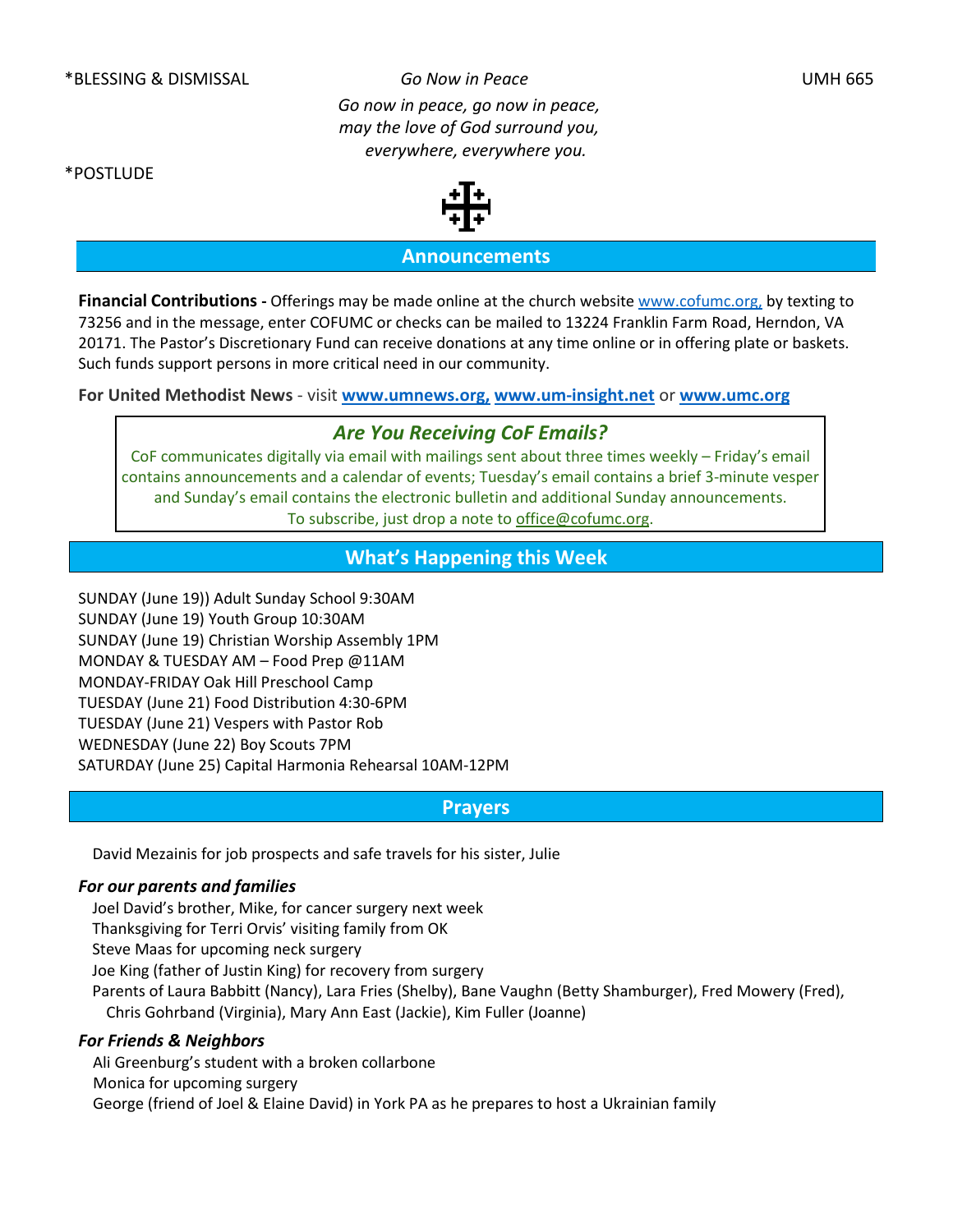*BLESSING & DISMISSAL *Go Now in Peace* UMH 665

*Go now in peace, go now in peace,*
*may the love of God surround you,*
*everywhere, everywhere you.*

*POSTLUDE

## Announcements

**Financial Contributions -** Offerings may be made online at the church website www.cofumc.org, by texting to 73256 and in the message, enter COFUMC or checks can be mailed to 13224 Franklin Farm Road, Herndon, VA 20171. The Pastor's Discretionary Fund can receive donations at any time online or in offering plate or baskets. Such funds support persons in more critical need in our community.

**For United Methodist News** - visit **www.umnews.org, www.um-insight.net** or **www.umc.org**

### *Are You Receiving CoF Emails?*

CoF communicates digitally via email with mailings sent about three times weekly – Friday's email contains announcements and a calendar of events; Tuesday's email contains a brief 3-minute vesper and Sunday's email contains the electronic bulletin and additional Sunday announcements. To subscribe, just drop a note to office@cofumc.org.

## What's Happening this Week

SUNDAY (June 19)) Adult Sunday School 9:30AM
SUNDAY (June 19) Youth Group 10:30AM
SUNDAY (June 19) Christian Worship Assembly 1PM
MONDAY & TUESDAY AM – Food Prep @11AM
MONDAY-FRIDAY Oak Hill Preschool Camp
TUESDAY (June 21) Food Distribution 4:30-6PM
TUESDAY (June 21) Vespers with Pastor Rob
WEDNESDAY (June 22) Boy Scouts 7PM
SATURDAY (June 25) Capital Harmonia Rehearsal 10AM-12PM

## Prayers

David Mezainis for job prospects and safe travels for his sister, Julie

***For our parents and families***

Joel David's brother, Mike, for cancer surgery next week
Thanksgiving for Terri Orvis' visiting family from OK
Steve Maas for upcoming neck surgery
Joe King (father of Justin King) for recovery from surgery
Parents of Laura Babbitt (Nancy), Lara Fries (Shelby), Bane Vaughn (Betty Shamburger), Fred Mowery (Fred), Chris Gohrband (Virginia), Mary Ann East (Jackie), Kim Fuller (Joanne)

***For Friends & Neighbors***

Ali Greenburg's student with a broken collarbone
Monica for upcoming surgery
George (friend of Joel & Elaine David) in York PA as he prepares to host a Ukrainian family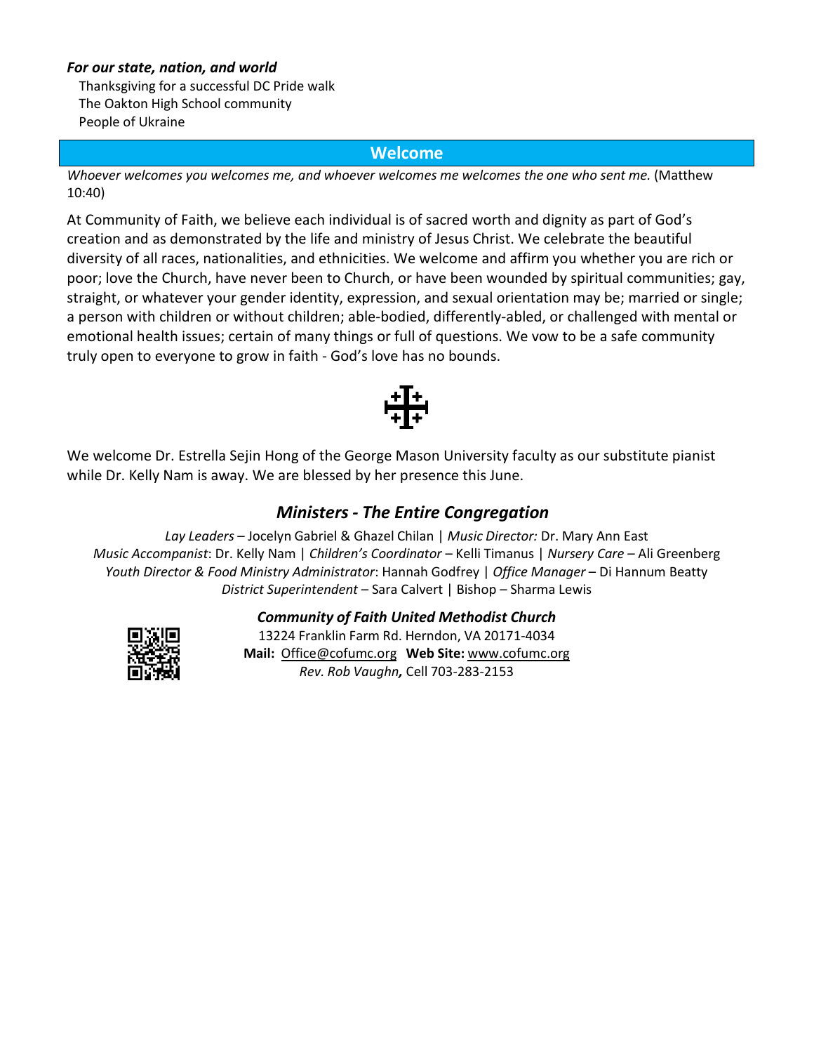***For our state, nation, and world***

Thanksgiving for a successful DC Pride walk
The Oakton High School community
People of Ukraine

## Welcome

*Whoever welcomes you welcomes me, and whoever welcomes me welcomes the one who sent me.* (Matthew 10:40)

At Community of Faith, we believe each individual is of sacred worth and dignity as part of God's creation and as demonstrated by the life and ministry of Jesus Christ. We celebrate the beautiful diversity of all races, nationalities, and ethnicities. We welcome and affirm you whether you are rich or poor; love the Church, have never been to Church, or have been wounded by spiritual communities; gay, straight, or whatever your gender identity, expression, and sexual orientation may be; married or single; a person with children or without children; able-bodied, differently-abled, or challenged with mental or emotional health issues; certain of many things or full of questions. We vow to be a safe community truly open to everyone to grow in faith - God's love has no bounds.

We welcome Dr. Estrella Sejin Hong of the George Mason University faculty as our substitute pianist while Dr. Kelly Nam is away. We are blessed by her presence this June.

### *Ministers - The Entire Congregation*

*Lay Leaders* – Jocelyn Gabriel & Ghazel Chilan | *Music Director:* Dr. Mary Ann East
*Music Accompanist*: Dr. Kelly Nam | *Children's Coordinator* – Kelli Timanus | *Nursery Care* – Ali Greenberg
*Youth Director & Food Ministry Administrator*: Hannah Godfrey | *Office Manager* – Di Hannum Beatty
*District Superintendent* – Sara Calvert | Bishop – Sharma Lewis

***Community of Faith United Methodist Church***
13224 Franklin Farm Rd. Herndon, VA 20171-4034
**Mail:** Office@cofumc.org **Web Site:** www.cofumc.org
*Rev. Rob Vaughn*, Cell 703-283-2153